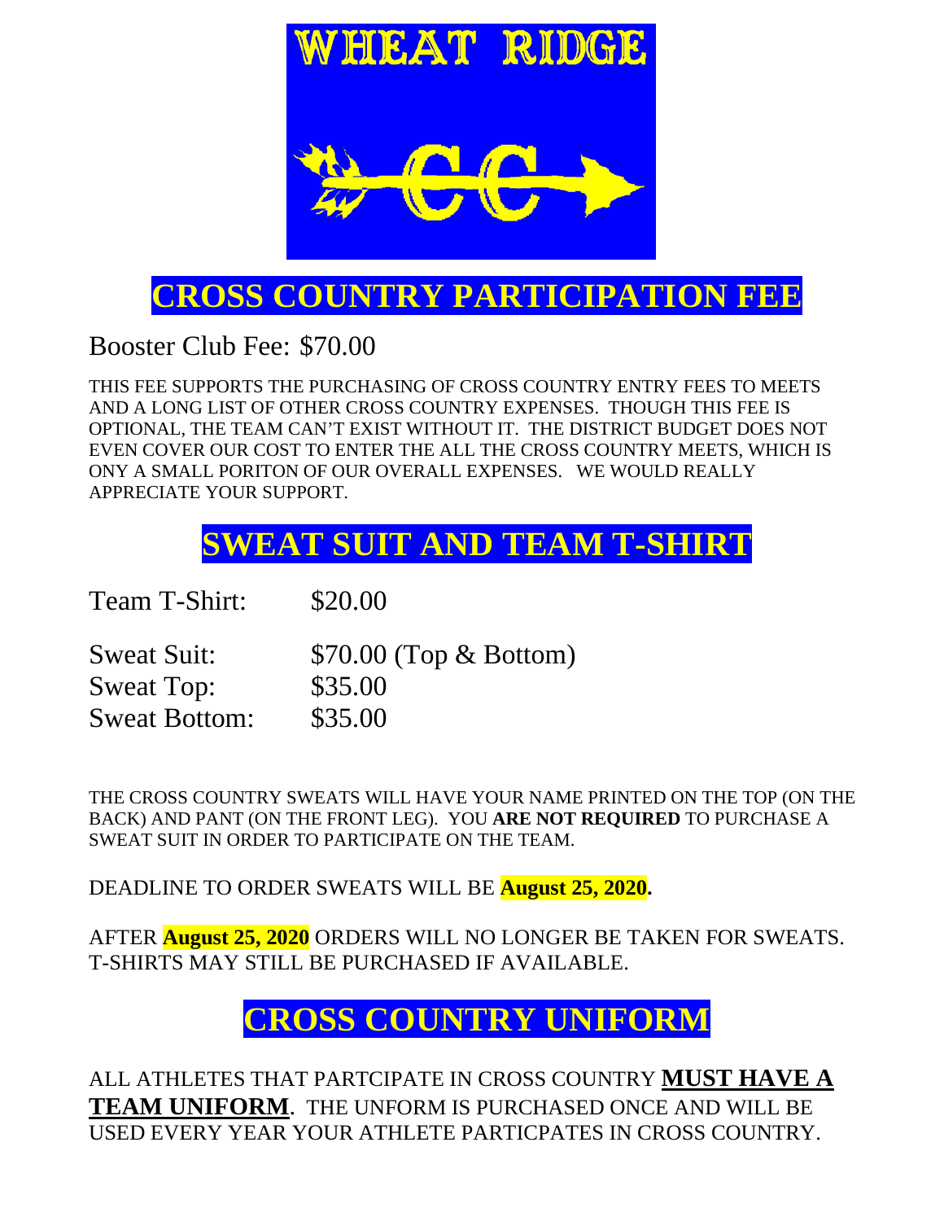WHEAT RIDGE

CC

# CROSS COUNTRY PARTICIPATION FEE

Booster Club Fee: $70.00

THIS FEE SUPPORTS THE PURCHASING OF CROSS COUNTRY ENTRY FEES TO MEETS AND A LONG LIST OF OTHER CROSS COUNTRY EXPENSES. THOUGH THIS FEE IS OPTIONAL, THE TEAM CAN'T EXIST WITHOUT IT. THE DISTRICT BUDGET DOES NOT EVEN COVER OUR COST TO ENTER THE ALL THE CROSS COUNTRY MEETS, WHICH IS ONY A SMALL PORITON OF OUR OVERALL EXPENSES. WE WOULD REALLY APPRECIATE YOUR SUPPORT.

# SWEAT SUIT AND TEAM T-SHIRT

Team T-Shirt: $20.00

Sweat Suit: $70.00 (Top & Bottom)
Sweat Top: $35.00
Sweat Bottom: $35.00

THE CROSS COUNTRY SWEATS WILL HAVE YOUR NAME PRINTED ON THE TOP (ON THE BACK) AND PANT (ON THE FRONT LEG). YOU **ARE NOT REQUIRED** TO PURCHASE A SWEAT SUIT IN ORDER TO PARTICIPATE ON THE TEAM.

DEADLINE TO ORDER SWEATS WILL BE **August 25, 2020.**

AFTER **August 25, 2020** ORDERS WILL NO LONGER BE TAKEN FOR SWEATS. T-SHIRTS MAY STILL BE PURCHASED IF AVAILABLE.

# CROSS COUNTRY UNIFORM

ALL ATHLETES THAT PARTCIPATE IN CROSS COUNTRY **MUST HAVE A TEAM UNIFORM**. THE UNFORM IS PURCHASED ONCE AND WILL BE USED EVERY YEAR YOUR ATHLETE PARTICPATES IN CROSS COUNTRY.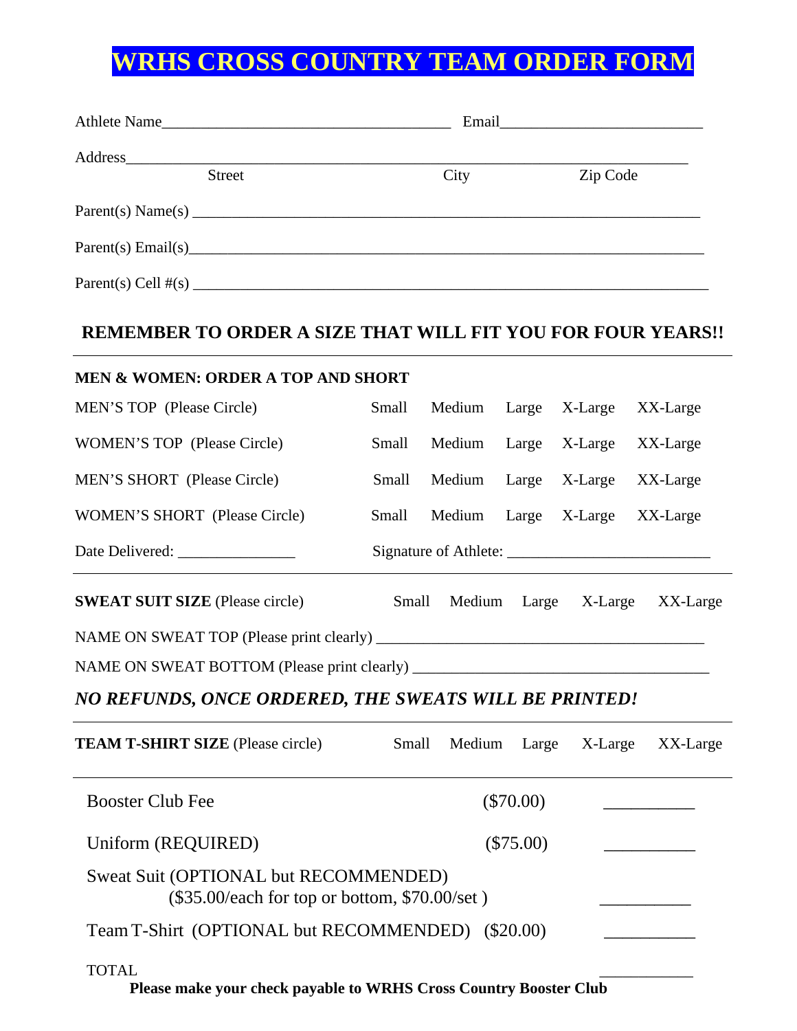# WRHS CROSS COUNTRY TEAM ORDER FORM

Athlete Name_____________________________________ Email_________________________

Address______________________________________________________________________

Street City Zip Code

Parent(s) Name(s) ____________________________________________________________

Parent(s) Email(s)_____________________________________________________________

Parent(s) Cell #(s) ____________________________________________________________

**REMEMBER TO ORDER A SIZE THAT WILL FIT YOU FOR FOUR YEARS!!**

---

**MEN & WOMEN: ORDER A TOP AND SHORT**

| | | | | | |
|---|---|---|---|---|---|
| MEN'S TOP (Please Circle) | Small | Medium | Large | X-Large | XX-Large |
| WOMEN'S TOP (Please Circle) | Small | Medium | Large | X-Large | XX-Large |
| MEN'S SHORT (Please Circle) | Small | Medium | Large | X-Large | XX-Large |
| WOMEN'S SHORT (Please Circle) | Small | Medium | Large | X-Large | XX-Large |

Date Delivered: _______________ Signature of Athlete: _________________________

---

**SWEAT SUIT SIZE** (Please circle) Small Medium Large X-Large XX-Large

NAME ON SWEAT TOP (Please print clearly) ________________________________________

NAME ON SWEAT BOTTOM (Please print clearly) _____________________________________

***NO REFUNDS, ONCE ORDERED, THE SWEATS WILL BE PRINTED!***

---

**TEAM T-SHIRT SIZE** (Please circle) Small Medium Large X-Large XX-Large

---

| | | |
|---|---|---|
| Booster Club Fee | ($70.00) | __________ |
| Uniform (REQUIRED) | ($75.00) | __________ |
| Sweat Suit (OPTIONAL but RECOMMENDED) ($35.00/each for top or bottom, $70.00/set ) | | __________ |
| Team T-Shirt (OPTIONAL but RECOMMENDED) | ($20.00) | __________ |
| TOTAL | | ___________ |

**Please make your check payable to WRHS Cross Country Booster Club**